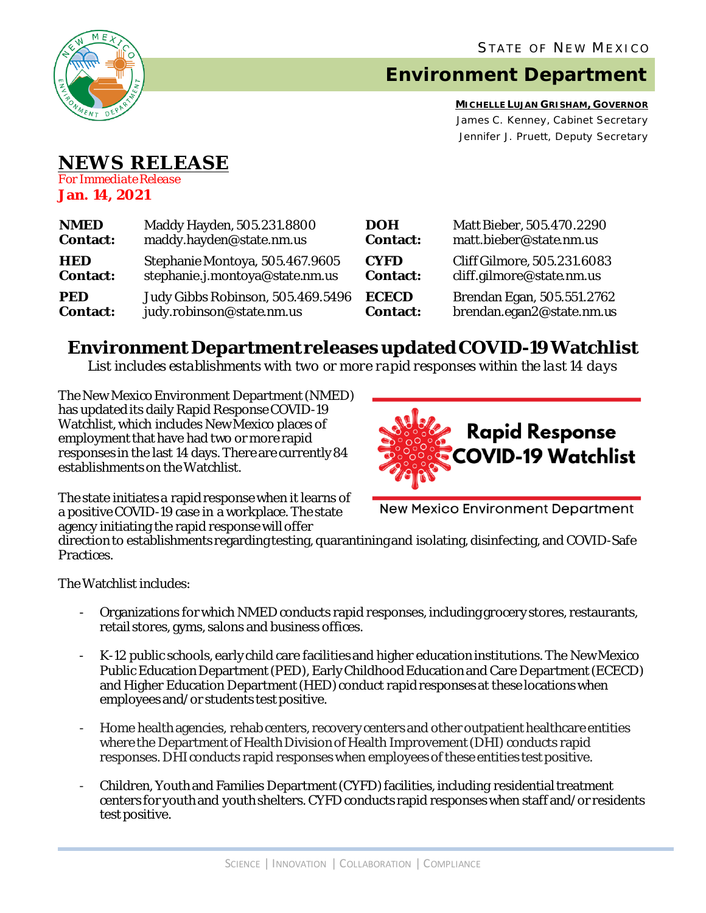STATE OF NEW MEXICO

# Environment Department

**MICHELLE LUJAN GRISHAM, GOVERNOR**
James C. Kenney, Cabinet Secretary
Jennifer J. Pruett, Deputy Secretary

## NEWS RELEASE

*For Immediate Release*
**Jan. 14, 2021**

| | | | |
|---|---|---|---|
| **NMED Contact:** | Maddy Hayden, 505.231.8800 maddy.hayden@state.nm.us | **DOH Contact:** | Matt Bieber, 505.470.2290 matt.bieber@state.nm.us |
| **HED Contact:** | Stephanie Montoya, 505.467.9605 stephanie.j.montoya@state.nm.us | **CYFD Contact:** | Cliff Gilmore, 505.231.6083 cliff.gilmore@state.nm.us |
| **PED Contact:** | Judy Gibbs Robinson, 505.469.5496 judy.robinson@state.nm.us | **ECECD Contact:** | Brendan Egan, 505.551.2762 brendan.egan2@state.nm.us |

## Environment Department releases updated COVID-19 Watchlist

*List includes establishments with two or more rapid responses within the last 14 days*

The New Mexico Environment Department (NMED) has updated its daily Rapid Response COVID-19 Watchlist, which includes New Mexico places of employment that have had two or more rapid responses in the last 14 days. There are currently 84 establishments on the Watchlist.

Rapid Response COVID-19 Watchlist

New Mexico Environment Department

The state initiates a rapid response when it learns of a positive COVID-19 case in a workplace. The state agency initiating the rapid response will offer direction to establishments regarding testing, quarantining and isolating, disinfecting, and COVID-Safe Practices.

The Watchlist includes:

- Organizations for which NMED conducts rapid responses, including grocery stores, restaurants, retail stores, gyms, salons and business offices.
- K-12 public schools, early child care facilities and higher education institutions. The New Mexico Public Education Department (PED), Early Childhood Education and Care Department (ECECD) and Higher Education Department (HED) conduct rapid responses at these locations when employees and/or students test positive.
- Home health agencies, rehab centers, recovery centers and other outpatient healthcare entities where the Department of Health Division of Health Improvement (DHI) conducts rapid responses. DHI conducts rapid responses when employees of these entities test positive.
- Children, Youth and Families Department (CYFD) facilities, including residential treatment centers for youth and youth shelters. CYFD conducts rapid responses when staff and/or residents test positive.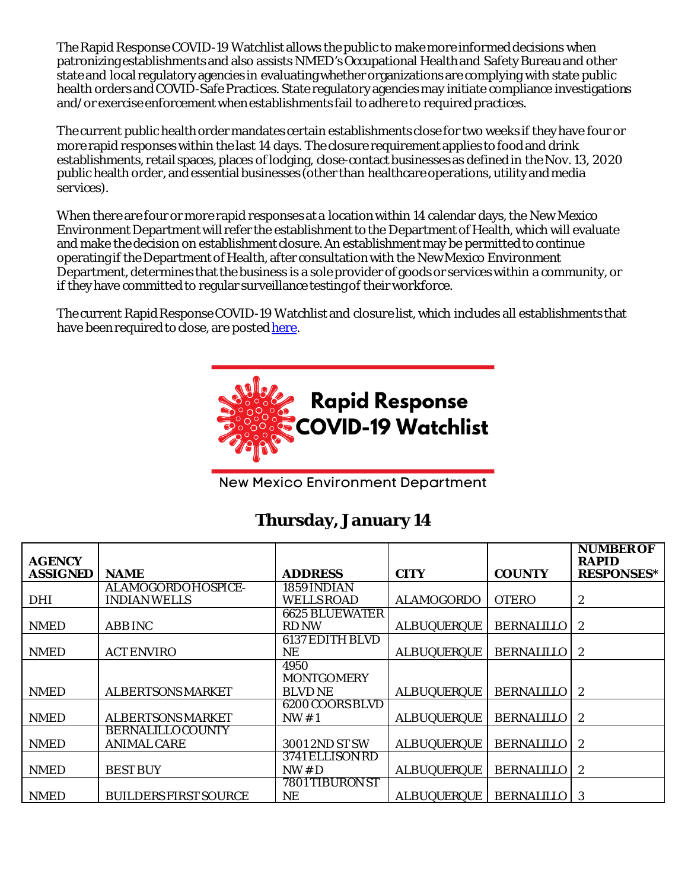The Rapid Response COVID-19 Watchlist allows the public to make more informed decisions when patronizing establishments and also assists NMED's Occupational Health and Safety Bureau and other state and local regulatory agencies in evaluating whether organizations are complying with state public health orders and COVID-Safe Practices. State regulatory agencies may initiate compliance investigations and/or exercise enforcement when establishments fail to adhere to required practices.

The current public health order mandates certain establishments close for two weeks if they have four or more rapid responses within the last 14 days. The closure requirement applies to food and drink establishments, retail spaces, places of lodging, close-contact businesses as defined in the Nov. 13, 2020 public health order, and essential businesses (other than healthcare operations, utility and media services).

When there are four or more rapid responses at a location within 14 calendar days, the New Mexico Environment Department will refer the establishment to the Department of Health, which will evaluate and make the decision on establishment closure. An establishment may be permitted to continue operating if the Department of Health, after consultation with the New Mexico Environment Department, determines that the business is a sole provider of goods or services within a community, or if they have committed to regular surveillance testing of their workforce.

The current Rapid Response COVID-19 Watchlist and closure list, which includes all establishments that have been required to close, are posted [here](here).

# Rapid Response COVID-19 Watchlist

New Mexico Environment Department

## Thursday, January 14

| AGENCY ASSIGNED | NAME | ADDRESS | CITY | COUNTY | NUMBER OF RAPID RESPONSES* |
|---|---|---|---|---|---|
| DHI | ALAMOGORDO HOSPICE-INDIAN WELLS | 1859 INDIAN WELLS ROAD | ALAMOGORDO | OTERO | 2 |
| NMED | ABB INC | 6625 BLUEWATER RD NW | ALBUQUERQUE | BERNALILLO | 2 |
| NMED | ACT ENVIRO | 6137 EDITH BLVD NE | ALBUQUERQUE | BERNALILLO | 2 |
| NMED | ALBERTSONS MARKET | 4950 MONTGOMERY BLVD NE | ALBUQUERQUE | BERNALILLO | 2 |
| NMED | ALBERTSONS MARKET | 6200 COORS BLVD NW # 1 | ALBUQUERQUE | BERNALILLO | 2 |
| NMED | BERNALILLO COUNTY ANIMAL CARE | 3001 2ND ST SW | ALBUQUERQUE | BERNALILLO | 2 |
| NMED | BEST BUY | 3741 ELLISON RD NW # D | ALBUQUERQUE | BERNALILLO | 2 |
| NMED | BUILDERS FIRST SOURCE | 7801 TIBURON ST NE | ALBUQUERQUE | BERNALILLO | 3 |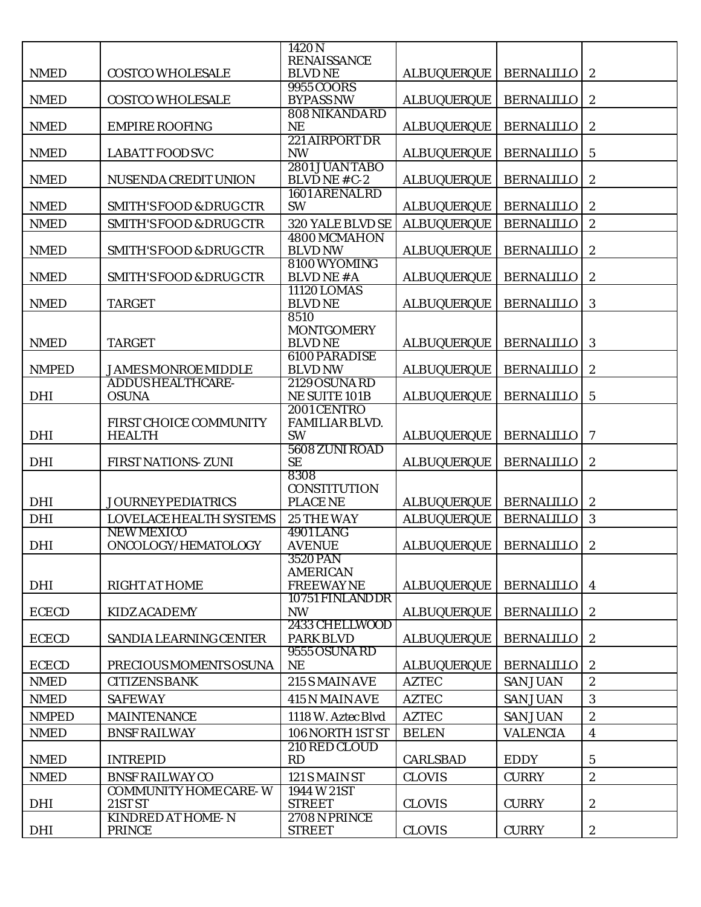| | | | | | |
|---|---|---|---|---|---|
| NMED | COSTCO WHOLESALE | 1420 N RENAISSANCE BLVD NE | ALBUQUERQUE | BERNALILLO | 2 |
| NMED | COSTCO WHOLESALE | 9955 COORS BYPASS NW | ALBUQUERQUE | BERNALILLO | 2 |
| NMED | EMPIRE ROOFING | 808 NIKANDA RD NE | ALBUQUERQUE | BERNALILLO | 2 |
| NMED | LABATT FOOD SVC | 221 AIRPORT DR NW | ALBUQUERQUE | BERNALILLO | 5 |
| NMED | NUSENDA CREDIT UNION | 2801 JUAN TABO BLVD NE #C-2 | ALBUQUERQUE | BERNALILLO | 2 |
| NMED | SMITH'S FOOD & DRUG CTR | 1601 ARENAL RD SW | ALBUQUERQUE | BERNALILLO | 2 |
| NMED | SMITH'S FOOD & DRUG CTR | 320 YALE BLVD SE | ALBUQUERQUE | BERNALILLO | 2 |
| NMED | SMITH'S FOOD & DRUG CTR | 4800 MCMAHON BLVD NW | ALBUQUERQUE | BERNALILLO | 2 |
| NMED | SMITH'S FOOD & DRUG CTR | 8100 WYOMING BLVD NE #A | ALBUQUERQUE | BERNALILLO | 2 |
| NMED | TARGET | 11120 LOMAS BLVD NE | ALBUQUERQUE | BERNALILLO | 3 |
| NMED | TARGET | 8510 MONTGOMERY BLVD NE | ALBUQUERQUE | BERNALILLO | 3 |
| NMPED | JAMES MONROE MIDDLE | 6100 PARADISE BLVD NW | ALBUQUERQUE | BERNALILLO | 2 |
| DHI | ADDUS HEALTHCARE-OSUNA | 2129 OSUNA RD NE SUITE 101B | ALBUQUERQUE | BERNALILLO | 5 |
| DHI | FIRST CHOICE COMMUNITY HEALTH | 2001 CENTRO FAMILIAR BLVD. SW | ALBUQUERQUE | BERNALILLO | 7 |
| DHI | FIRST NATIONS- ZUNI | 5608 ZUNI ROAD SE | ALBUQUERQUE | BERNALILLO | 2 |
| DHI | JOURNEY PEDIATRICS | 8308 CONSTITUTION PLACE NE | ALBUQUERQUE | BERNALILLO | 2 |
| DHI | LOVELACE HEALTH SYSTEMS | 25 THE WAY | ALBUQUERQUE | BERNALILLO | 3 |
| DHI | NEW MEXICO ONCOLOGY/HEMATOLOGY | 4901 LANG AVENUE | ALBUQUERQUE | BERNALILLO | 2 |
| DHI | RIGHT AT HOME | 3520 PAN AMERICAN FREEWAY NE | ALBUQUERQUE | BERNALILLO | 4 |
| ECECD | KIDZ ACADEMY | 10751 FINLAND DR NW | ALBUQUERQUE | BERNALILLO | 2 |
| ECECD | SANDIA LEARNING CENTER | 2433 CHELLWOOD PARK BLVD | ALBUQUERQUE | BERNALILLO | 2 |
| ECECD | PRECIOUS MOMENTS OSUNA | 9555 OSUNA RD NE | ALBUQUERQUE | BERNALILLO | 2 |
| NMED | CITIZENS BANK | 215 S MAIN AVE | AZTEC | SAN JUAN | 2 |
| NMED | SAFEWAY | 415 N MAIN AVE | AZTEC | SAN JUAN | 3 |
| NMPED | MAINTENANCE | 1118 W. Aztec Blvd | AZTEC | SAN JUAN | 2 |
| NMED | BNSF RAILWAY | 106 NORTH 1ST ST | BELEN | VALENCIA | 4 |
| NMED | INTREPID | 210 RED CLOUD RD | CARLSBAD | EDDY | 5 |
| NMED | BNSF RAILWAY CO | 121 S MAIN ST | CLOVIS | CURRY | 2 |
| DHI | COMMUNITY HOME CARE- W 21ST ST | 1944 W 21ST STREET | CLOVIS | CURRY | 2 |
| DHI | KINDRED AT HOME- N PRINCE | 2708 N PRINCE STREET | CLOVIS | CURRY | 2 |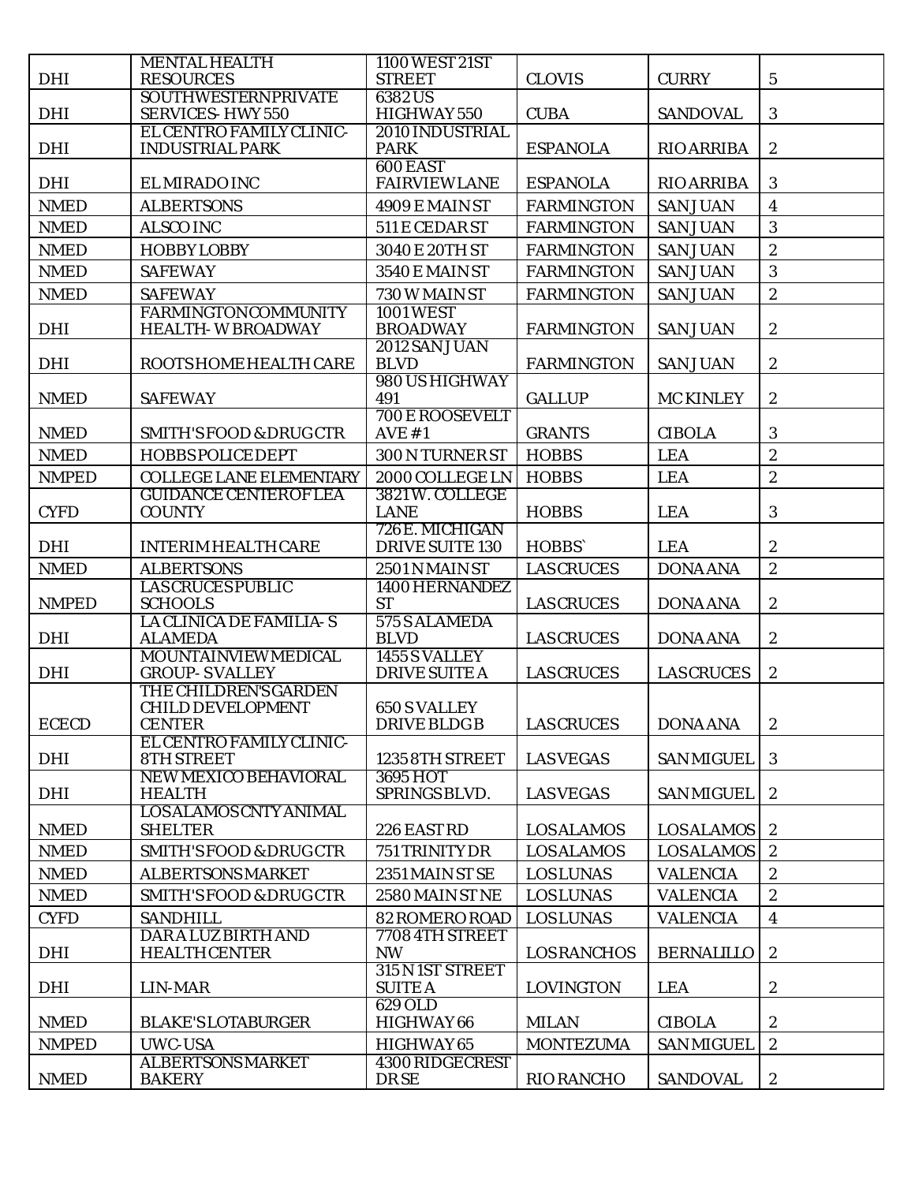| | | | | | |
|---|---|---|---|---|---|
| DHI | MENTAL HEALTH RESOURCES | 1100 WEST 21ST STREET | CLOVIS | CURRY | 5 |
| DHI | SOUTHWESTERNPRIVATE SERVICES- HWY 550 | 6382 US HIGHWAY 550 | CUBA | SANDOVAL | 3 |
| DHI | EL CENTRO FAMILY CLINIC- INDUSTRIAL PARK | 2010 INDUSTRIAL PARK | ESPANOLA | RIO ARRIBA | 2 |
| DHI | EL MIRADO INC | 600 EAST FAIRVIEW LANE | ESPANOLA | RIO ARRIBA | 3 |
| NMED | ALBERTSONS | 4909 E MAIN ST | FARMINGTON | SAN JUAN | 4 |
| NMED | ALSCO INC | 511 E CEDAR ST | FARMINGTON | SAN JUAN | 3 |
| NMED | HOBBY LOBBY | 3040 E 20TH ST | FARMINGTON | SAN JUAN | 2 |
| NMED | SAFEWAY | 3540 E MAIN ST | FARMINGTON | SAN JUAN | 3 |
| NMED | SAFEWAY | 730 W MAIN ST | FARMINGTON | SAN JUAN | 2 |
| DHI | FARMINGTON COMMUNITY HEALTH- W BROADWAY | 1001 WEST BROADWAY | FARMINGTON | SAN JUAN | 2 |
| DHI | ROOTS HOME HEALTH CARE | 2012 SAN JUAN BLVD | FARMINGTON | SAN JUAN | 2 |
| NMED | SAFEWAY | 980 US HIGHWAY 491 | GALLUP | MC KINLEY | 2 |
| NMED | SMITH'S FOOD & DRUG CTR | 700 E ROOSEVELT AVE #1 | GRANTS | CIBOLA | 3 |
| NMED | HOBBS POLICE DEPT | 300 N TURNER ST | HOBBS | LEA | 2 |
| NMPED | COLLEGE LANE ELEMENTARY | 2000 COLLEGE LN | HOBBS | LEA | 2 |
| CYFD | GUIDANCE CENTER OF LEA COUNTY | 3821 W. COLLEGE LANE | HOBBS | LEA | 3 |
| DHI | INTERIM HEALTH CARE | 726 E. MICHIGAN DRIVE SUITE 130 | HOBBS` | LEA | 2 |
| NMED | ALBERTSONS | 2501 N MAIN ST | LAS CRUCES | DONA ANA | 2 |
| NMPED | LAS CRUCES PUBLIC SCHOOLS | 1400 HERNANDEZ ST | LAS CRUCES | DONA ANA | 2 |
| DHI | LA CLINICA DE FAMILIA- S ALAMEDA | 575 S ALAMEDA BLVD | LAS CRUCES | DONA ANA | 2 |
| DHI | MOUNTAINVIEW MEDICAL GROUP- S VALLEY | 1455 S VALLEY DRIVE SUITE A | LAS CRUCES | LAS CRUCES | 2 |
| ECECD | THE CHILDREN'S GARDEN CHILD DEVELOPMENT CENTER | 650 S VALLEY DRIVE BLDG B | LAS CRUCES | DONA ANA | 2 |
| DHI | EL CENTRO FAMILY CLINIC- 8TH STREET | 1235 8TH STREET | LAS VEGAS | SAN MIGUEL | 3 |
| DHI | NEW MEXICO BEHAVIORAL HEALTH | 3695 HOT SPRINGS BLVD. | LAS VEGAS | SAN MIGUEL | 2 |
| NMED | LOS ALAMOS CNTY ANIMAL SHELTER | 226 EAST RD | LOS ALAMOS | LOS ALAMOS | 2 |
| NMED | SMITH'S FOOD & DRUG CTR | 751 TRINITY DR | LOS ALAMOS | LOS ALAMOS | 2 |
| NMED | ALBERTSONS MARKET | 2351 MAIN ST SE | LOS LUNAS | VALENCIA | 2 |
| NMED | SMITH'S FOOD & DRUG CTR | 2580 MAIN ST NE | LOS LUNAS | VALENCIA | 2 |
| CYFD | SANDHILL | 82 ROMERO ROAD | LOS LUNAS | VALENCIA | 4 |
| DHI | DAR A LUZ BIRTH AND HEALTH CENTER | 7708 4TH STREET NW | LOS RANCHOS | BERNALILLO | 2 |
| DHI | LIN-MAR | 315 N 1ST STREET SUITE A | LOVINGTON | LEA | 2 |
| NMED | BLAKE'S LOTABURGER | 629 OLD HIGHWAY 66 | MILAN | CIBOLA | 2 |
| NMPED | UWC-USA | HIGHWAY 65 | MONTEZUMA | SAN MIGUEL | 2 |
| NMED | ALBERTSONS MARKET BAKERY | 4300 RIDGECREST DR SE | RIO RANCHO | SANDOVAL | 2 |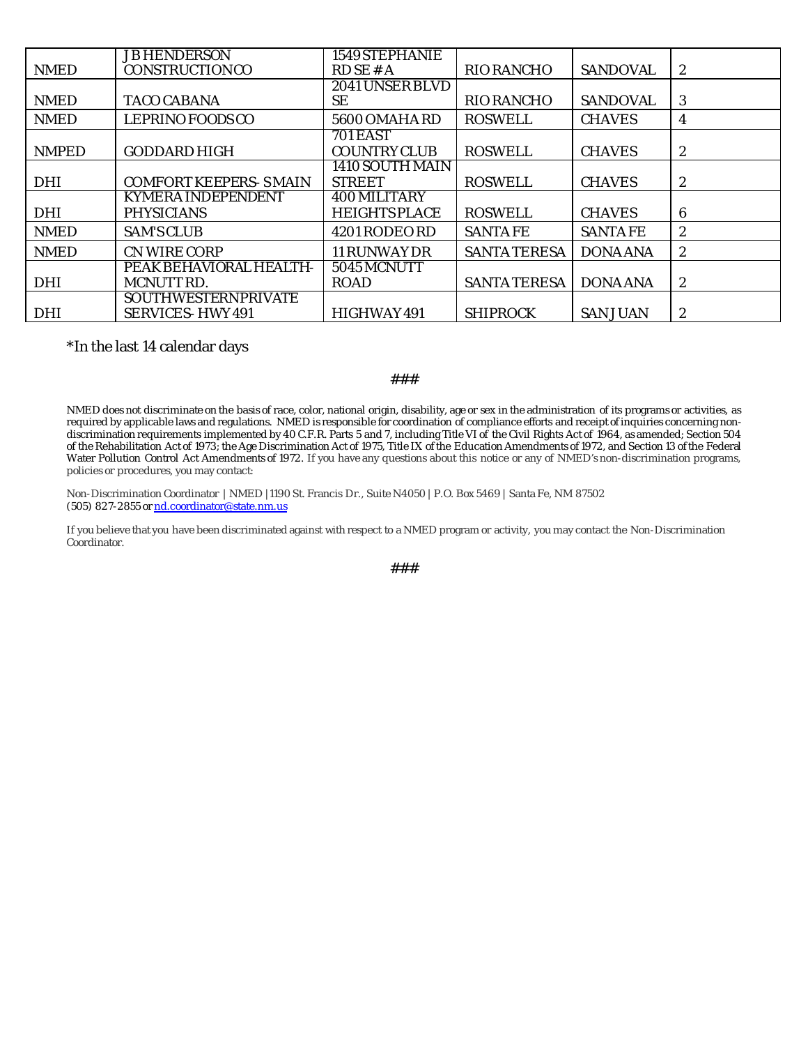| | | | | | |
|---|---|---|---|---|---|
| NMED | J B HENDERSON CONSTRUCTIONCO | 1549 STEPHANIE RD SE # A | RIO RANCHO | SANDOVAL | 2 |
| NMED | TACO CABANA | 2041 UNSER BLVD SE | RIO RANCHO | SANDOVAL | 3 |
| NMED | LEPRINO FOODS CO | 5600 OMAHA RD | ROSWELL | CHAVES | 4 |
| NMPED | GODDARD HIGH | 701 EAST COUNTRY CLUB | ROSWELL | CHAVES | 2 |
| DHI | COMFORT KEEPERS- S MAIN | 1410 SOUTH MAIN STREET | ROSWELL | CHAVES | 2 |
| DHI | KYMERA INDEPENDENT PHYSICIANS | 400 MILITARY HEIGHTS PLACE | ROSWELL | CHAVES | 6 |
| NMED | SAM'S CLUB | 4201 RODEO RD | SANTA FE | SANTA FE | 2 |
| NMED | CN WIRE CORP | 11 RUNWAY DR | SANTA TERESA | DONA ANA | 2 |
| DHI | PEAK BEHAVIORAL HEALTH- MCNUTT RD. | 5045 MCNUTT ROAD | SANTA TERESA | DONA ANA | 2 |
| DHI | SOUTHWESTERN PRIVATE SERVICES- HWY 491 | HIGHWAY 491 | SHIPROCK | SAN JUAN | 2 |

*In the last 14 calendar days

###

NMED does not discriminate on the basis of race, color, national origin, disability, age or sex in the administration of its programs or activities, as required by applicable laws and regulations. NMED is responsible for coordination of compliance efforts and receipt of inquiries concerning non-discrimination requirements implemented by 40 C.F.R. Parts 5 and 7, including Title VI of the Civil Rights Act of 1964, as amended; Section 504 of the Rehabilitation Act of 1973; the Age Discrimination Act of 1975, Title IX of the Education Amendments of 1972, and Section 13 of the Federal Water Pollution Control Act Amendments of 1972. If you have any questions about this notice or any of NMED's non-discrimination programs, policies or procedures, you may contact:

Non-Discrimination Coordinator | NMED | 1190 St. Francis Dr., Suite N4050 | P.O. Box 5469 | Santa Fe, NM 87502
(505) 827-2855 or nd.coordinator@state.nm.us

If you believe that you have been discriminated against with respect to a NMED program or activity, you may contact the Non-Discrimination Coordinator.

###